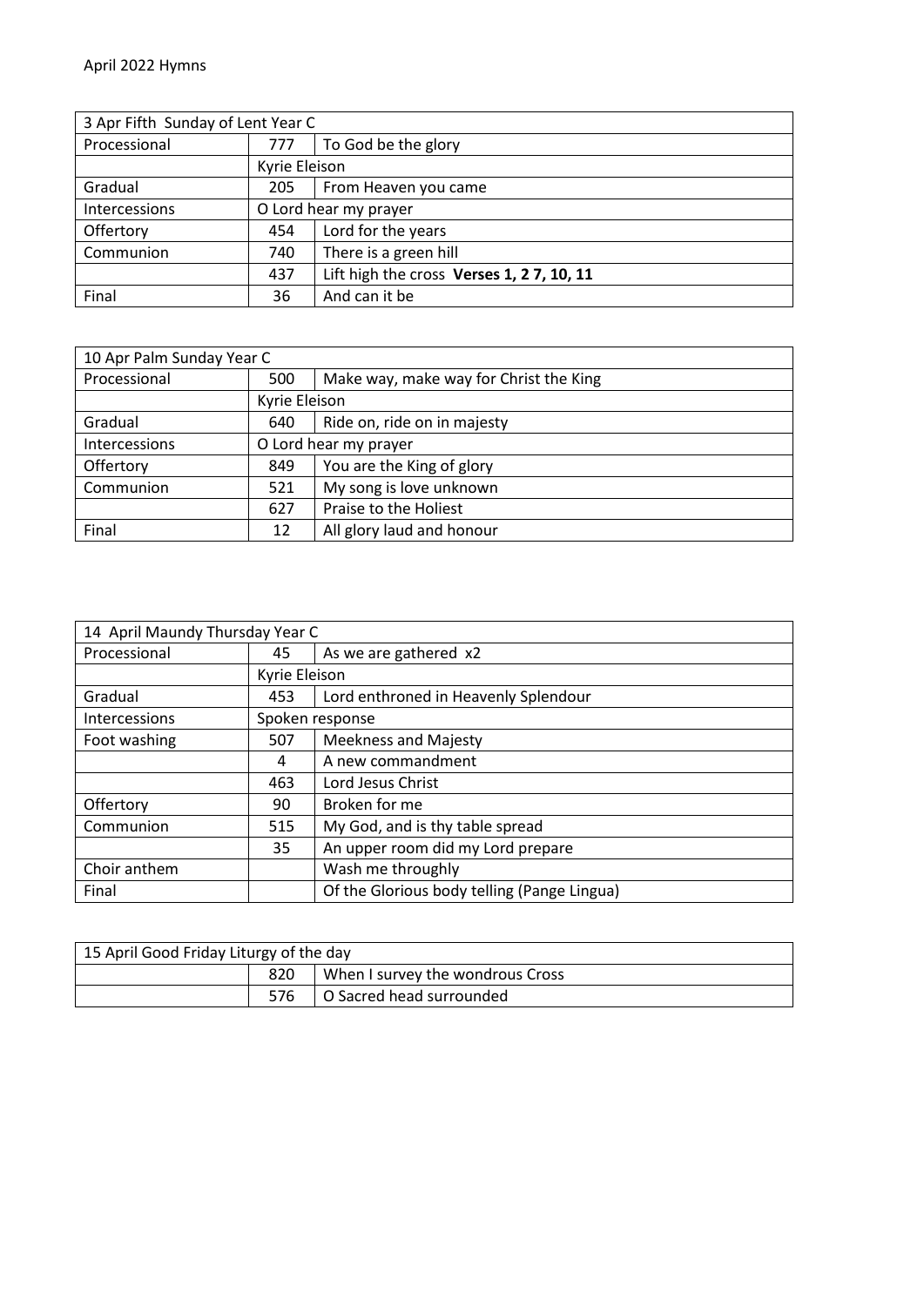April 2022 Hymns

| 3 Apr Fifth Sunday of Lent Year C | | |
|---|---|---|
| Processional | 777 | To God be the glory |
| | Kyrie Eleison | |
| Gradual | 205 | From Heaven you came |
| Intercessions | O Lord hear my prayer | |
| Offertory | 454 | Lord for the years |
| Communion | 740 | There is a green hill |
| | 437 | Lift high the cross **Verses 1, 2 7, 10, 11** |
| Final | 36 | And can it be |

| 10 Apr Palm Sunday Year C | | |
|---|---|---|
| Processional | 500 | Make way, make way for Christ the King |
| | Kyrie Eleison | |
| Gradual | 640 | Ride on, ride on in majesty |
| Intercessions | O Lord hear my prayer | |
| Offertory | 849 | You are the King of glory |
| Communion | 521 | My song is love unknown |
| | 627 | Praise to the Holiest |
| Final | 12 | All glory laud and honour |

| 14 April Maundy Thursday Year C | | |
|---|---|---|
| Processional | 45 | As we are gathered x2 |
| | Kyrie Eleison | |
| Gradual | 453 | Lord enthroned in Heavenly Splendour |
| Intercessions | Spoken response | |
| Foot washing | 507 | Meekness and Majesty |
| | 4 | A new commandment |
| | 463 | Lord Jesus Christ |
| Offertory | 90 | Broken for me |
| Communion | 515 | My God, and is thy table spread |
| | 35 | An upper room did my Lord prepare |
| Choir anthem | | Wash me throughly |
| Final | | Of the Glorious body telling (Pange Lingua) |

| 15 April Good Friday Liturgy of the day | | |
|---|---|---|
| | 820 | When I survey the wondrous Cross |
| | 576 | O Sacred head surrounded |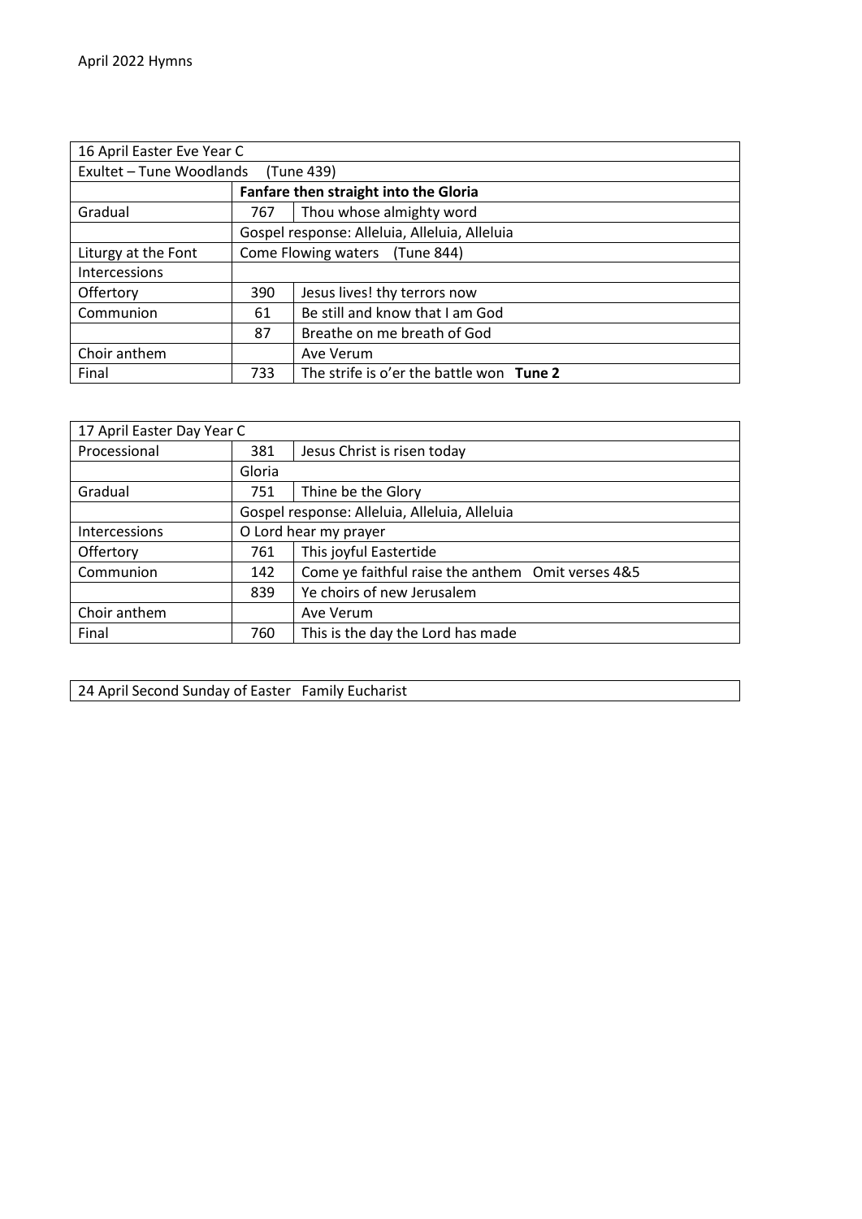April 2022 Hymns

| | | |
|---|---|---|
| 16 April Easter Eve Year C | | |
| Exultet – Tune Woodlands (Tune 439) | | |
| | **Fanfare then straight into the Gloria** | |
| Gradual | 767 | Thou whose almighty word |
| | Gospel response: Alleluia, Alleluia, Alleluia | |
| Liturgy at the Font | Come Flowing waters (Tune 844) | |
| Intercessions | | |
| Offertory | 390 | Jesus lives! thy terrors now |
| Communion | 61 | Be still and know that I am God |
| | 87 | Breathe on me breath of God |
| Choir anthem | | Ave Verum |
| Final | 733 | The strife is o'er the battle won **Tune 2** |

| | | |
|---|---|---|
| 17 April Easter Day Year C | | |
| Processional | 381 | Jesus Christ is risen today |
| | Gloria | |
| Gradual | 751 | Thine be the Glory |
| | Gospel response: Alleluia, Alleluia, Alleluia | |
| Intercessions | O Lord hear my prayer | |
| Offertory | 761 | This joyful Eastertide |
| Communion | 142 | Come ye faithful raise the anthem Omit verses 4&5 |
| | 839 | Ye choirs of new Jerusalem |
| Choir anthem | | Ave Verum |
| Final | 760 | This is the day the Lord has made |

| |
|---|
| 24 April Second Sunday of Easter Family Eucharist |